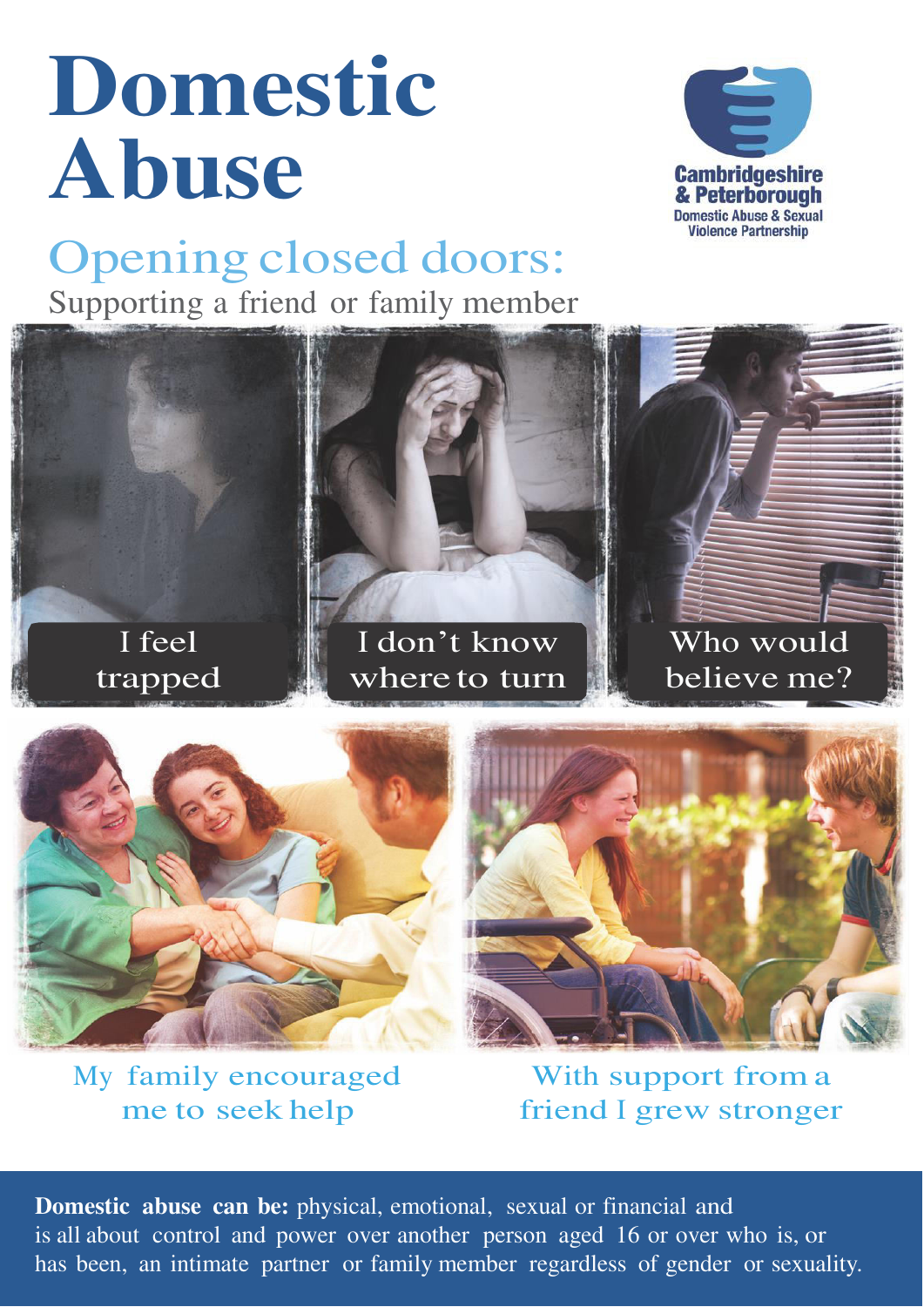# Domestic Abuse

Cambridgeshire & Peterborough Domestic Abuse & Sexual Violence Partnership

## Opening closed doors:

Supporting a friend or family member

I feel trapped

I don't know where to turn

Who would believe me?

My family encouraged me to seek help

With support from a friend I grew stronger

**Domestic abuse can be:** physical, emotional, sexual or financial and is all about control and power over another person aged 16 or over who is, or has been, an intimate partner or family member regardless of gender or sexuality.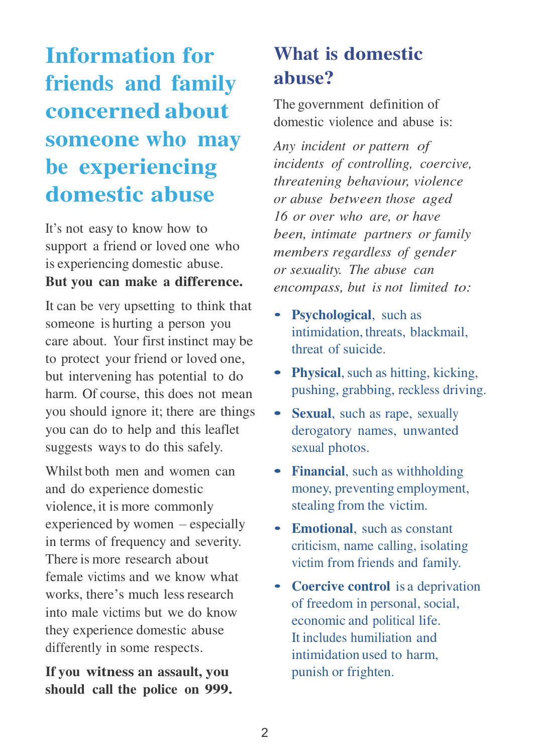# Information for friends and family concerned about someone who may be experiencing domestic abuse

It's not easy to know how to support a friend or loved one who is experiencing domestic abuse. **But you can make a difference.**

It can be very upsetting to think that someone is hurting a person you care about. Your first instinct may be to protect your friend or loved one, but intervening has potential to do harm. Of course, this does not mean you should ignore it; there are things you can do to help and this leaflet suggests ways to do this safely.

Whilst both men and women can and do experience domestic violence, it is more commonly experienced by women – especially in terms of frequency and severity. There is more research about female victims and we know what works, there's much less research into male victims but we do know they experience domestic abuse differently in some respects.

**If you witness an assault, you should call the police on 999.**

## What is domestic abuse?

The government definition of domestic violence and abuse is:

*Any incident or pattern of incidents of controlling, coercive, threatening behaviour, violence or abuse between those aged 16 or over who are, or have been, intimate partners or family members regardless of gender or sexuality. The abuse can encompass, but is not limited to:*

- **Psychological**, such as intimidation, threats, blackmail, threat of suicide.
- **Physical**, such as hitting, kicking, pushing, grabbing, reckless driving.
- **Sexual**, such as rape, sexually derogatory names, unwanted sexual photos.
- **Financial**, such as withholding money, preventing employment, stealing from the victim.
- **Emotional**, such as constant criticism, name calling, isolating victim from friends and family.
- **Coercive control** is a deprivation of freedom in personal, social, economic and political life. It includes humiliation and intimidation used to harm, punish or frighten.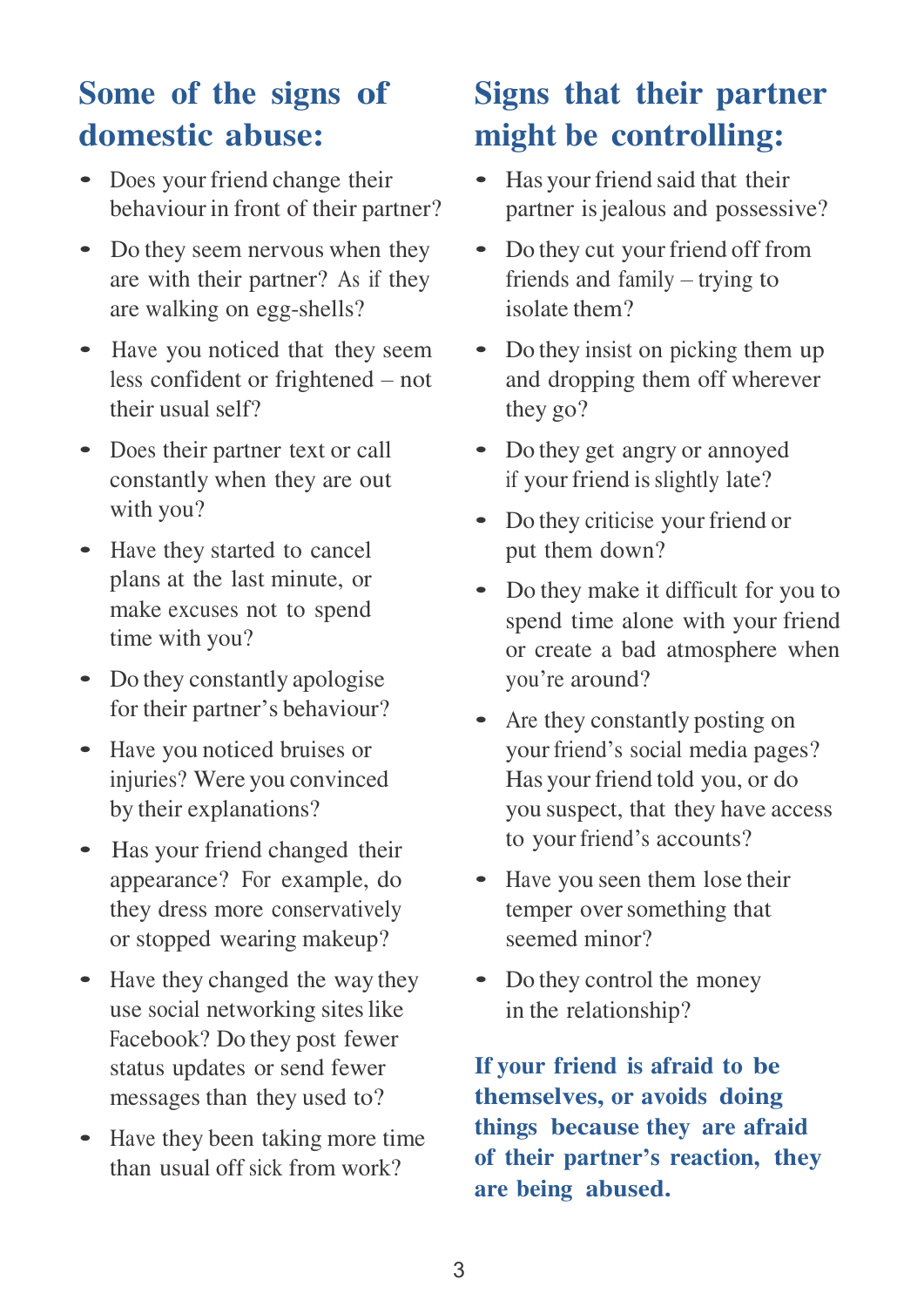## Some of the signs of domestic abuse:

- Does your friend change their behaviour in front of their partner?
- Do they seem nervous when they are with their partner? As if they are walking on egg-shells?
- Have you noticed that they seem less confident or frightened – not their usual self?
- Does their partner text or call constantly when they are out with you?
- Have they started to cancel plans at the last minute, or make excuses not to spend time with you?
- Do they constantly apologise for their partner's behaviour?
- Have you noticed bruises or injuries? Were you convinced by their explanations?
- Has your friend changed their appearance? For example, do they dress more conservatively or stopped wearing makeup?
- Have they changed the way they use social networking sites like Facebook? Do they post fewer status updates or send fewer messages than they used to?
- Have they been taking more time than usual off sick from work?

## Signs that their partner might be controlling:

- Has your friend said that their partner is jealous and possessive?
- Do they cut your friend off from friends and family – trying to isolate them?
- Do they insist on picking them up and dropping them off wherever they go?
- Do they get angry or annoyed if your friend is slightly late?
- Do they criticise your friend or put them down?
- Do they make it difficult for you to spend time alone with your friend or create a bad atmosphere when you're around?
- Are they constantly posting on your friend's social media pages? Has your friend told you, or do you suspect, that they have access to your friend's accounts?
- Have you seen them lose their temper over something that seemed minor?
- Do they control the money in the relationship?

**If your friend is afraid to be themselves, or avoids doing things because they are afraid of their partner's reaction, they are being abused.**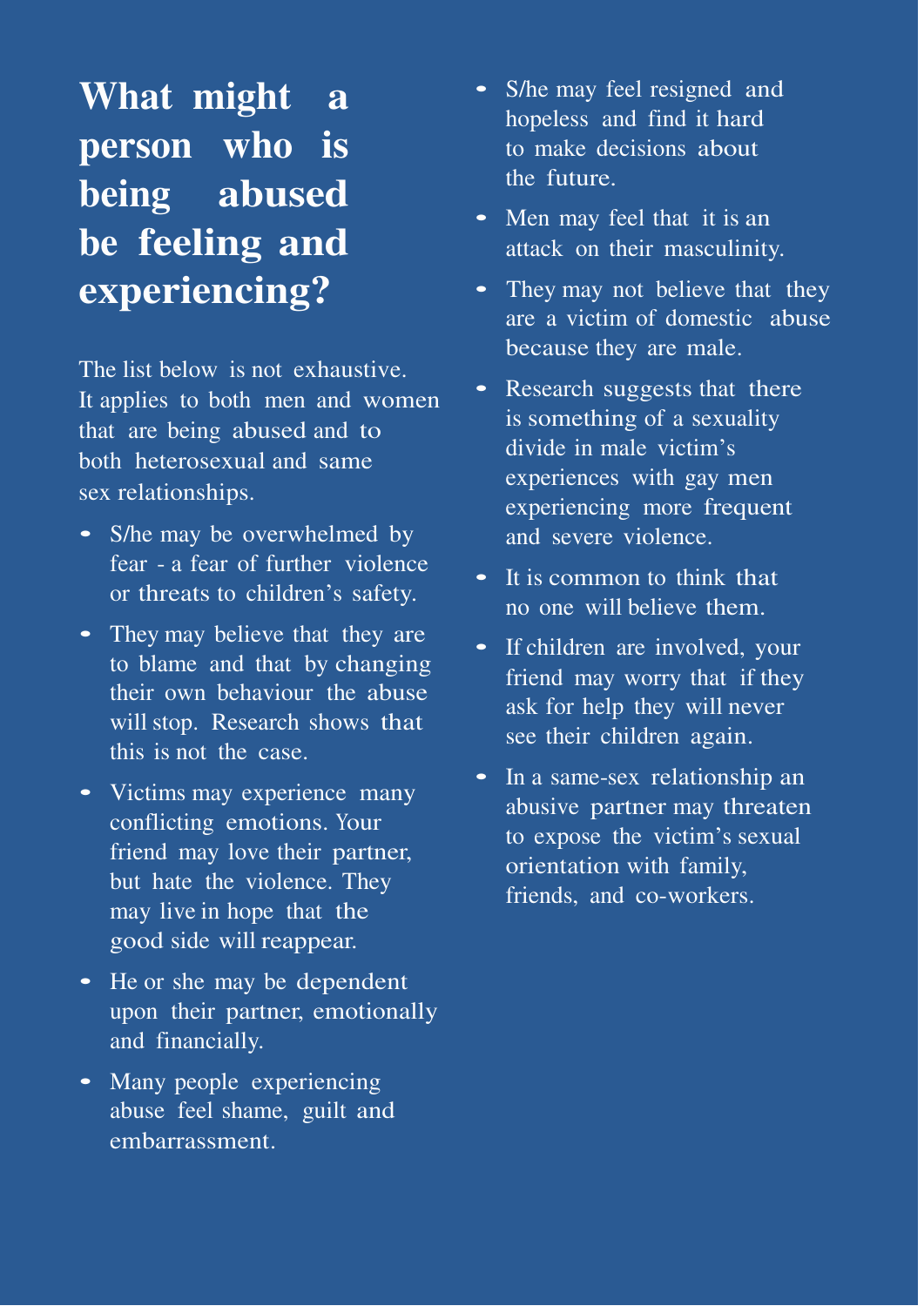# What might a person who is being abused be feeling and experiencing?

The list below is not exhaustive. It applies to both men and women that are being abused and to both heterosexual and same sex relationships.

- S/he may be overwhelmed by fear - a fear of further violence or threats to children's safety.
- They may believe that they are to blame and that by changing their own behaviour the abuse will stop. Research shows that this is not the case.
- Victims may experience many conflicting emotions. Your friend may love their partner, but hate the violence. They may live in hope that the good side will reappear.
- He or she may be dependent upon their partner, emotionally and financially.
- Many people experiencing abuse feel shame, guilt and embarrassment.
- S/he may feel resigned and hopeless and find it hard to make decisions about the future.
- Men may feel that it is an attack on their masculinity.
- They may not believe that they are a victim of domestic abuse because they are male.
- Research suggests that there is something of a sexuality divide in male victim's experiences with gay men experiencing more frequent and severe violence.
- It is common to think that no one will believe them.
- If children are involved, your friend may worry that if they ask for help they will never see their children again.
- In a same-sex relationship an abusive partner may threaten to expose the victim's sexual orientation with family, friends, and co-workers.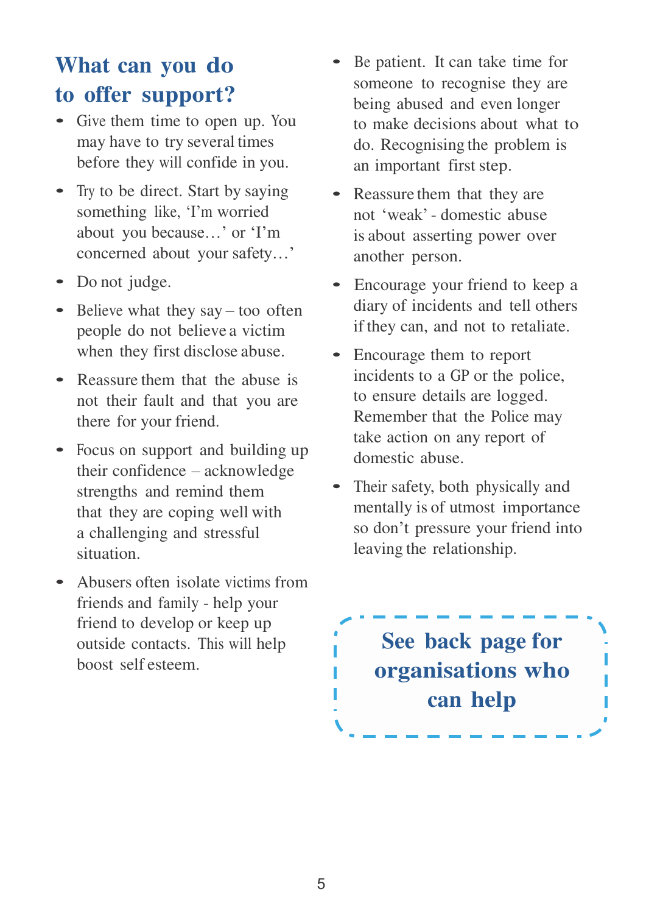## What can you do to offer support?

- Give them time to open up. You may have to try several times before they will confide in you.
- Try to be direct. Start by saying something like, 'I'm worried about you because…' or 'I'm concerned about your safety…'
- Do not judge.
- Believe what they say – too often people do not believe a victim when they first disclose abuse.
- Reassure them that the abuse is not their fault and that you are there for your friend.
- Focus on support and building up their confidence – acknowledge strengths and remind them that they are coping well with a challenging and stressful situation.
- Abusers often isolate victims from friends and family - help your friend to develop or keep up outside contacts. This will help boost self esteem.
- Be patient. It can take time for someone to recognise they are being abused and even longer to make decisions about what to do. Recognising the problem is an important first step.
- Reassure them that they are not 'weak' - domestic abuse is about asserting power over another person.
- Encourage your friend to keep a diary of incidents and tell others if they can, and not to retaliate.
- Encourage them to report incidents to a GP or the police, to ensure details are logged. Remember that the Police may take action on any report of domestic abuse.
- Their safety, both physically and mentally is of utmost importance so don't pressure your friend into leaving the relationship.

**See back page for organisations who can help**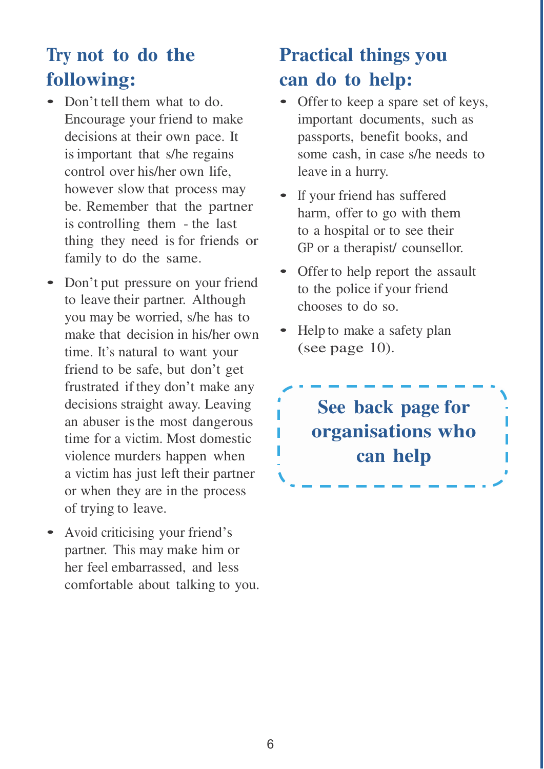## Try not to do the following:

- Don't tell them what to do. Encourage your friend to make decisions at their own pace. It is important that s/he regains control over his/her own life, however slow that process may be. Remember that the partner is controlling them - the last thing they need is for friends or family to do the same.
- Don't put pressure on your friend to leave their partner. Although you may be worried, s/he has to make that decision in his/her own time. It's natural to want your friend to be safe, but don't get frustrated if they don't make any decisions straight away. Leaving an abuser is the most dangerous time for a victim. Most domestic violence murders happen when a victim has just left their partner or when they are in the process of trying to leave.
- Avoid criticising your friend's partner. This may make him or her feel embarrassed, and less comfortable about talking to you.

## Practical things you can do to help:

- Offer to keep a spare set of keys, important documents, such as passports, benefit books, and some cash, in case s/he needs to leave in a hurry.
- If your friend has suffered harm, offer to go with them to a hospital or to see their GP or a therapist/ counsellor.
- Offer to help report the assault to the police if your friend chooses to do so.
- Help to make a safety plan (see page 10).

**See back page for organisations who can help**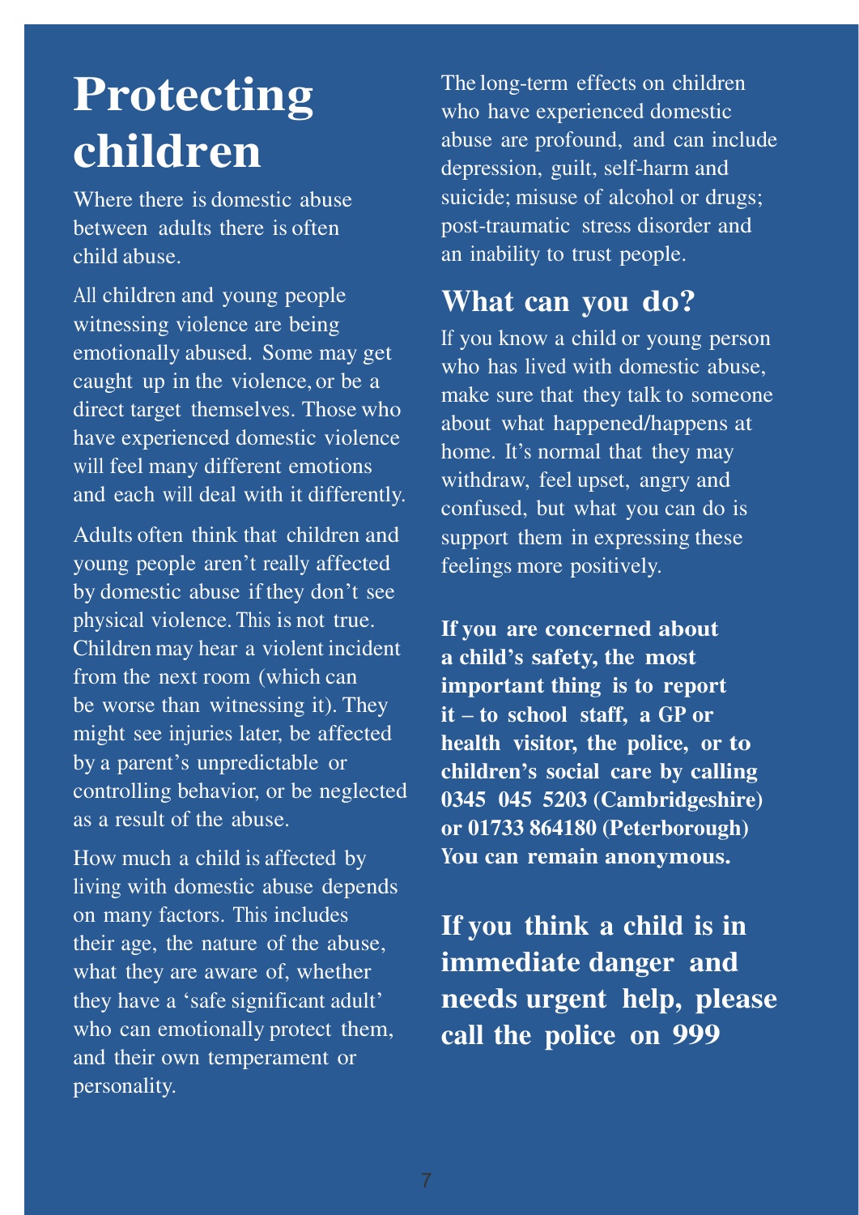# Protecting children

Where there is domestic abuse between adults there is often child abuse.

All children and young people witnessing violence are being emotionally abused. Some may get caught up in the violence, or be a direct target themselves. Those who have experienced domestic violence will feel many different emotions and each will deal with it differently.

Adults often think that children and young people aren't really affected by domestic abuse if they don't see physical violence. This is not true. Children may hear a violent incident from the next room (which can be worse than witnessing it). They might see injuries later, be affected by a parent's unpredictable or controlling behavior, or be neglected as a result of the abuse.

How much a child is affected by living with domestic abuse depends on many factors. This includes their age, the nature of the abuse, what they are aware of, whether they have a 'safe significant adult' who can emotionally protect them, and their own temperament or personality.

The long-term effects on children who have experienced domestic abuse are profound, and can include depression, guilt, self-harm and suicide; misuse of alcohol or drugs; post-traumatic stress disorder and an inability to trust people.

## What can you do?

If you know a child or young person who has lived with domestic abuse, make sure that they talk to someone about what happened/happens at home. It's normal that they may withdraw, feel upset, angry and confused, but what you can do is support them in expressing these feelings more positively.

**If you are concerned about a child's safety, the most important thing is to report it – to school staff, a GP or health visitor, the police, or to children's social care by calling 0345 045 5203 (Cambridgeshire) or 01733 864180 (Peterborough) You can remain anonymous.**

**If you think a child is in immediate danger and needs urgent help, please call the police on 999**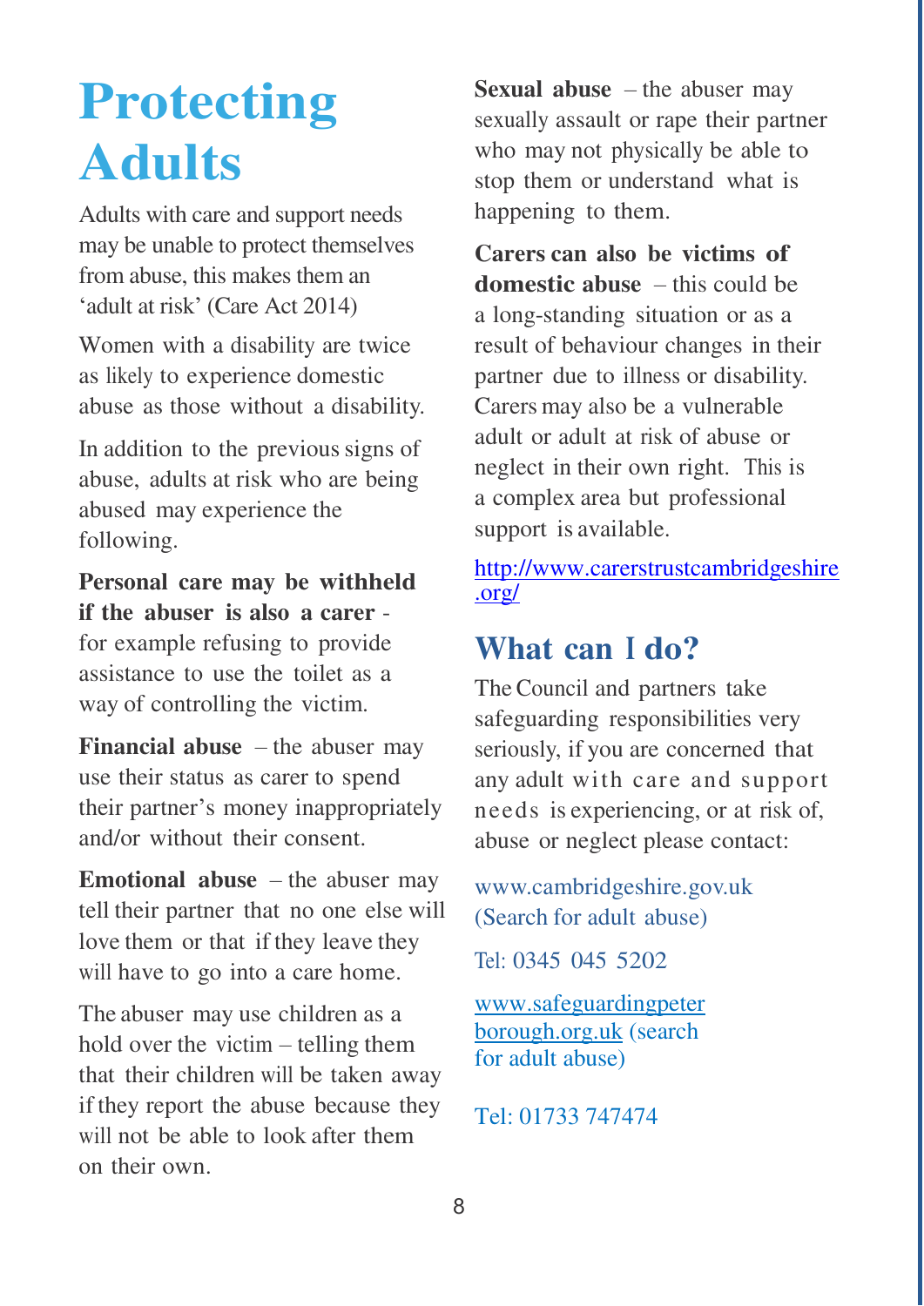# Protecting Adults

Adults with care and support needs may be unable to protect themselves from abuse, this makes them an 'adult at risk' (Care Act 2014)

Women with a disability are twice as likely to experience domestic abuse as those without a disability.

In addition to the previous signs of abuse, adults at risk who are being abused may experience the following.

**Personal care may be withheld if the abuser is also a carer** - for example refusing to provide assistance to use the toilet as a way of controlling the victim.

**Financial abuse** – the abuser may use their status as carer to spend their partner's money inappropriately and/or without their consent.

**Emotional abuse** – the abuser may tell their partner that no one else will love them or that if they leave they will have to go into a care home.

The abuser may use children as a hold over the victim – telling them that their children will be taken away if they report the abuse because they will not be able to look after them on their own.

**Sexual abuse** – the abuser may sexually assault or rape their partner who may not physically be able to stop them or understand what is happening to them.

**Carers can also be victims of domestic abuse** – this could be a long-standing situation or as a result of behaviour changes in their partner due to illness or disability. Carers may also be a vulnerable adult or adult at risk of abuse or neglect in their own right. This is a complex area but professional support is available.

http://www.carerstrustcambridgeshire.org/

## What can I do?

The Council and partners take safeguarding responsibilities very seriously, if you are concerned that any adult with care and support needs is experiencing, or at risk of, abuse or neglect please contact:

www.cambridgeshire.gov.uk (Search for adult abuse)

Tel: 0345 045 5202

www.safeguardingpeterborough.org.uk (search for adult abuse)

Tel: 01733 747474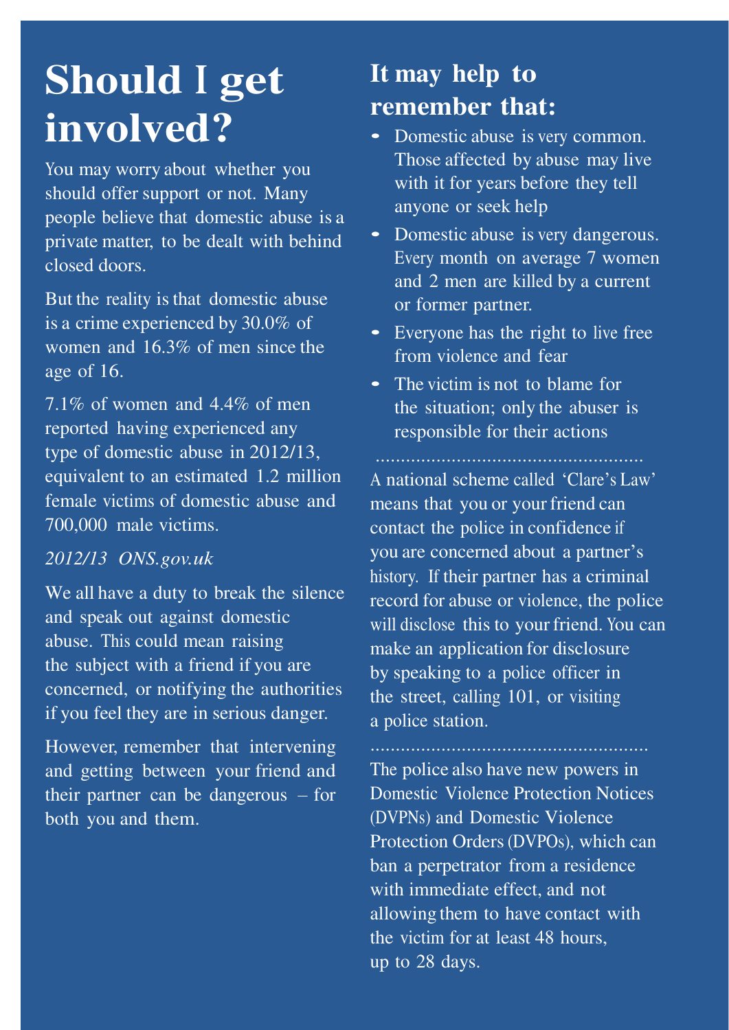# Should I get involved?

You may worry about whether you should offer support or not. Many people believe that domestic abuse is a private matter, to be dealt with behind closed doors.

But the reality is that domestic abuse is a crime experienced by 30.0% of women and 16.3% of men since the age of 16.

7.1% of women and 4.4% of men reported having experienced any type of domestic abuse in 2012/13, equivalent to an estimated 1.2 million female victims of domestic abuse and 700,000 male victims.

*2012/13 ONS.gov.uk*

We all have a duty to break the silence and speak out against domestic abuse. This could mean raising the subject with a friend if you are concerned, or notifying the authorities if you feel they are in serious danger.

However, remember that intervening and getting between your friend and their partner can be dangerous – for both you and them.

## It may help to remember that:

- Domestic abuse is very common. Those affected by abuse may live with it for years before they tell anyone or seek help
- Domestic abuse is very dangerous. Every month on average 7 women and 2 men are killed by a current or former partner.
- Everyone has the right to live free from violence and fear
- The victim is not to blame for the situation; only the abuser is responsible for their actions

A national scheme called 'Clare's Law' means that you or your friend can contact the police in confidence if you are concerned about a partner's history. If their partner has a criminal record for abuse or violence, the police will disclose this to your friend. You can make an application for disclosure by speaking to a police officer in the street, calling 101, or visiting a police station.

The police also have new powers in Domestic Violence Protection Notices (DVPNs) and Domestic Violence Protection Orders (DVPOs), which can ban a perpetrator from a residence with immediate effect, and not allowing them to have contact with the victim for at least 48 hours, up to 28 days.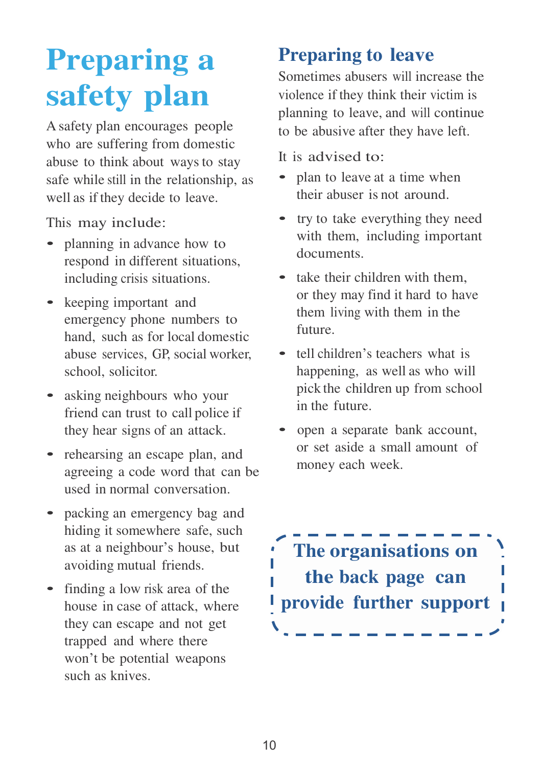# Preparing a safety plan

A safety plan encourages people who are suffering from domestic abuse to think about ways to stay safe while still in the relationship, as well as if they decide to leave.

This may include:

- planning in advance how to respond in different situations, including crisis situations.
- keeping important and emergency phone numbers to hand, such as for local domestic abuse services, GP, social worker, school, solicitor.
- asking neighbours who your friend can trust to call police if they hear signs of an attack.
- rehearsing an escape plan, and agreeing a code word that can be used in normal conversation.
- packing an emergency bag and hiding it somewhere safe, such as at a neighbour's house, but avoiding mutual friends.
- finding a low risk area of the house in case of attack, where they can escape and not get trapped and where there won't be potential weapons such as knives.

## Preparing to leave

Sometimes abusers will increase the violence if they think their victim is planning to leave, and will continue to be abusive after they have left.

It is advised to:

- plan to leave at a time when their abuser is not around.
- try to take everything they need with them, including important documents.
- take their children with them, or they may find it hard to have them living with them in the future.
- tell children's teachers what is happening, as well as who will pick the children up from school in the future.
- open a separate bank account, or set aside a small amount of money each week.

**The organisations on the back page can provide further support**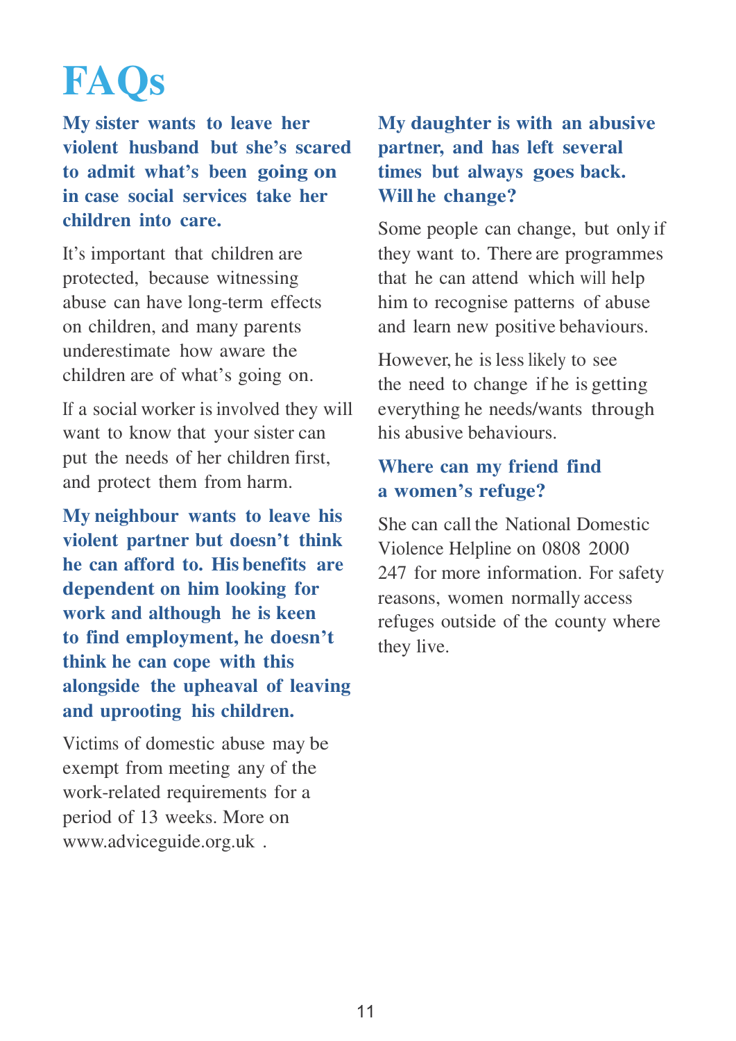# FAQs

**My sister wants to leave her violent husband but she's scared to admit what's been going on in case social services take her children into care.**

It's important that children are protected, because witnessing abuse can have long-term effects on children, and many parents underestimate how aware the children are of what's going on.

If a social worker is involved they will want to know that your sister can put the needs of her children first, and protect them from harm.

**My neighbour wants to leave his violent partner but doesn't think he can afford to. His benefits are dependent on him looking for work and although he is keen to find employment, he doesn't think he can cope with this alongside the upheaval of leaving and uprooting his children.**

Victims of domestic abuse may be exempt from meeting any of the work-related requirements for a period of 13 weeks. More on www.adviceguide.org.uk .

**My daughter is with an abusive partner, and has left several times but always goes back. Will he change?**

Some people can change, but only if they want to. There are programmes that he can attend which will help him to recognise patterns of abuse and learn new positive behaviours.

However, he is less likely to see the need to change if he is getting everything he needs/wants through his abusive behaviours.

**Where can my friend find a women's refuge?**

She can call the National Domestic Violence Helpline on 0808 2000 247 for more information. For safety reasons, women normally access refuges outside of the county where they live.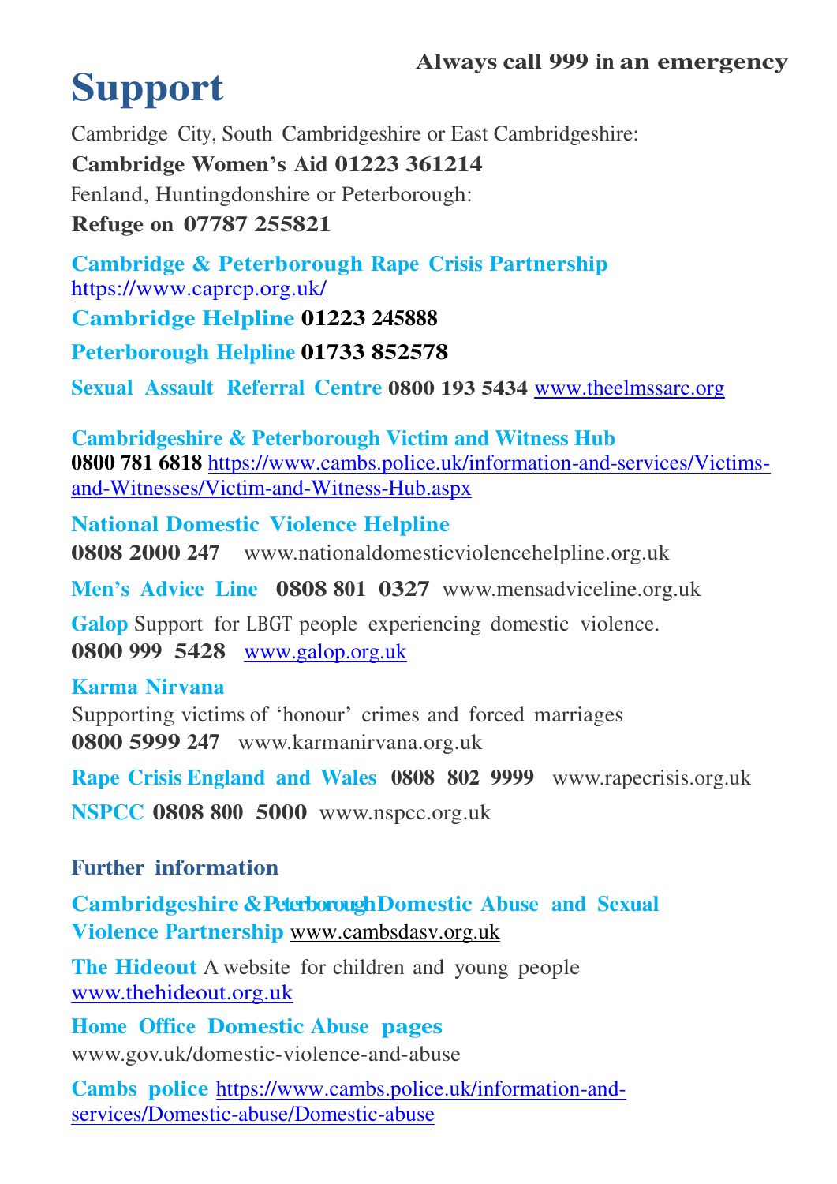**Always call 999 in an emergency**

# Support

Cambridge City, South Cambridgeshire or East Cambridgeshire:

**Cambridge Women's Aid 01223 361214**

Fenland, Huntingdonshire or Peterborough:

**Refuge on 07787 255821**

**Cambridge & Peterborough Rape Crisis Partnership**
https://www.caprcp.org.uk/

**Cambridge Helpline 01223 245888**

**Peterborough Helpline 01733 852578**

**Sexual Assault Referral Centre 0800 193 5434** www.theelmssarc.org

**Cambridgeshire & Peterborough Victim and Witness Hub**
**0800 781 6818** https://www.cambs.police.uk/information-and-services/Victims-and-Witnesses/Victim-and-Witness-Hub.aspx

**National Domestic Violence Helpline**
**0808 2000 247** www.nationaldomesticviolencehelpline.org.uk

**Men's Advice Line 0808 801 0327** www.mensadviceline.org.uk

**Galop** Support for LBGT people experiencing domestic violence.
**0800 999 5428** www.galop.org.uk

**Karma Nirvana**
Supporting victims of 'honour' crimes and forced marriages
**0800 5999 247** www.karmanirvana.org.uk

**Rape Crisis England and Wales 0808 802 9999** www.rapecrisis.org.uk

**NSPCC 0808 800 5000** www.nspcc.org.uk

### Further information

**Cambridgeshire & Peterborough Domestic Abuse and Sexual Violence Partnership** www.cambsdasv.org.uk

**The Hideout** A website for children and young people
www.thehideout.org.uk

**Home Office Domestic Abuse pages**
www.gov.uk/domestic-violence-and-abuse

**Cambs police** https://www.cambs.police.uk/information-and-services/Domestic-abuse/Domestic-abuse